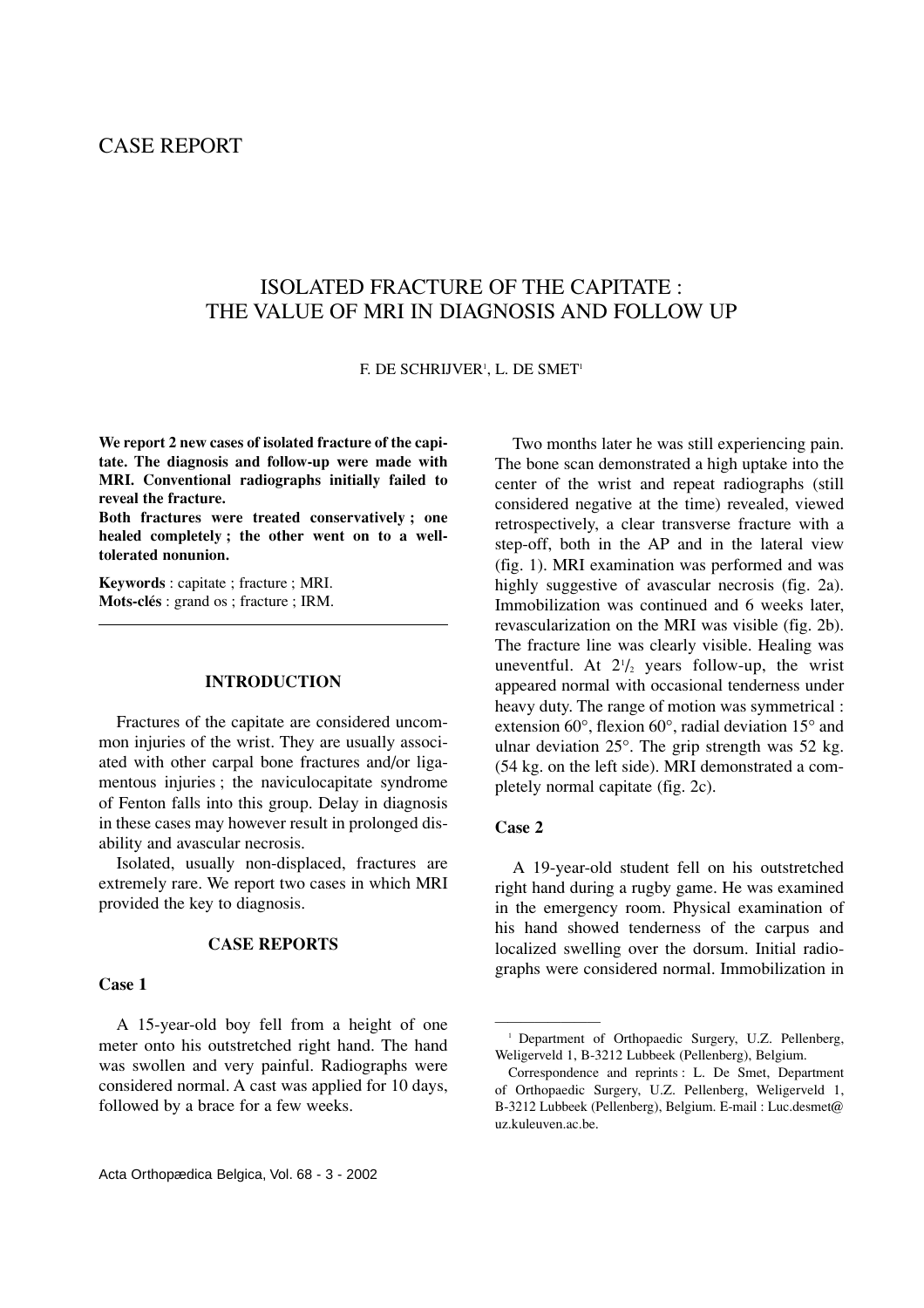CASE REPORT

# ISOLATED FRACTURE OF THE CAPITATE : THE VALUE OF MRI IN DIAGNOSIS AND FOLLOW UP

F. DE SCHRIJVER[1], L. DE SMET[1]

**We report 2 new cases of isolated fracture of the capitate. The diagnosis and follow-up were made with MRI. Conventional radiographs initially failed to reveal the fracture.**

**Both fractures were treated conservatively ; one healed completely ; the other went on to a well-tolerated nonunion.**

**Keywords** : capitate ; fracture ; MRI.
**Mots-clés** : grand os ; fracture ; IRM.

## INTRODUCTION

Fractures of the capitate are considered uncommon injuries of the wrist. They are usually associated with other carpal bone fractures and/or ligamentous injuries ; the naviculocapitate syndrome of Fenton falls into this group. Delay in diagnosis in these cases may however result in prolonged disability and avascular necrosis.

Isolated, usually non-displaced, fractures are extremely rare. We report two cases in which MRI provided the key to diagnosis.

## CASE REPORTS

### Case 1

A 15-year-old boy fell from a height of one meter onto his outstretched right hand. The hand was swollen and very painful. Radiographs were considered normal. A cast was applied for 10 days, followed by a brace for a few weeks.

Two months later he was still experiencing pain. The bone scan demonstrated a high uptake into the center of the wrist and repeat radiographs (still considered negative at the time) revealed, viewed retrospectively, a clear transverse fracture with a step-off, both in the AP and in the lateral view (fig. 1). MRI examination was performed and was highly suggestive of avascular necrosis (fig. 2a). Immobilization was continued and 6 weeks later, revascularization on the MRI was visible (fig. 2b). The fracture line was clearly visible. Healing was uneventful. At 2$^{1}/_{2}$ years follow-up, the wrist appeared normal with occasional tenderness under heavy duty. The range of motion was symmetrical : extension 60°, flexion 60°, radial deviation 15° and ulnar deviation 25°. The grip strength was 52 kg. (54 kg. on the left side). MRI demonstrated a completely normal capitate (fig. 2c).

### Case 2

A 19-year-old student fell on his outstretched right hand during a rugby game. He was examined in the emergency room. Physical examination of his hand showed tenderness of the carpus and localized swelling over the dorsum. Initial radiographs were considered normal. Immobilization in

---

[1] Department of Orthopaedic Surgery, U.Z. Pellenberg, Weligerveld 1, B-3212 Lubbeek (Pellenberg), Belgium.

Correspondence and reprints : L. De Smet, Department of Orthopaedic Surgery, U.Z. Pellenberg, Weligerveld 1, B-3212 Lubbeek (Pellenberg), Belgium. E-mail : Luc.desmet@uz.kuleuven.ac.be.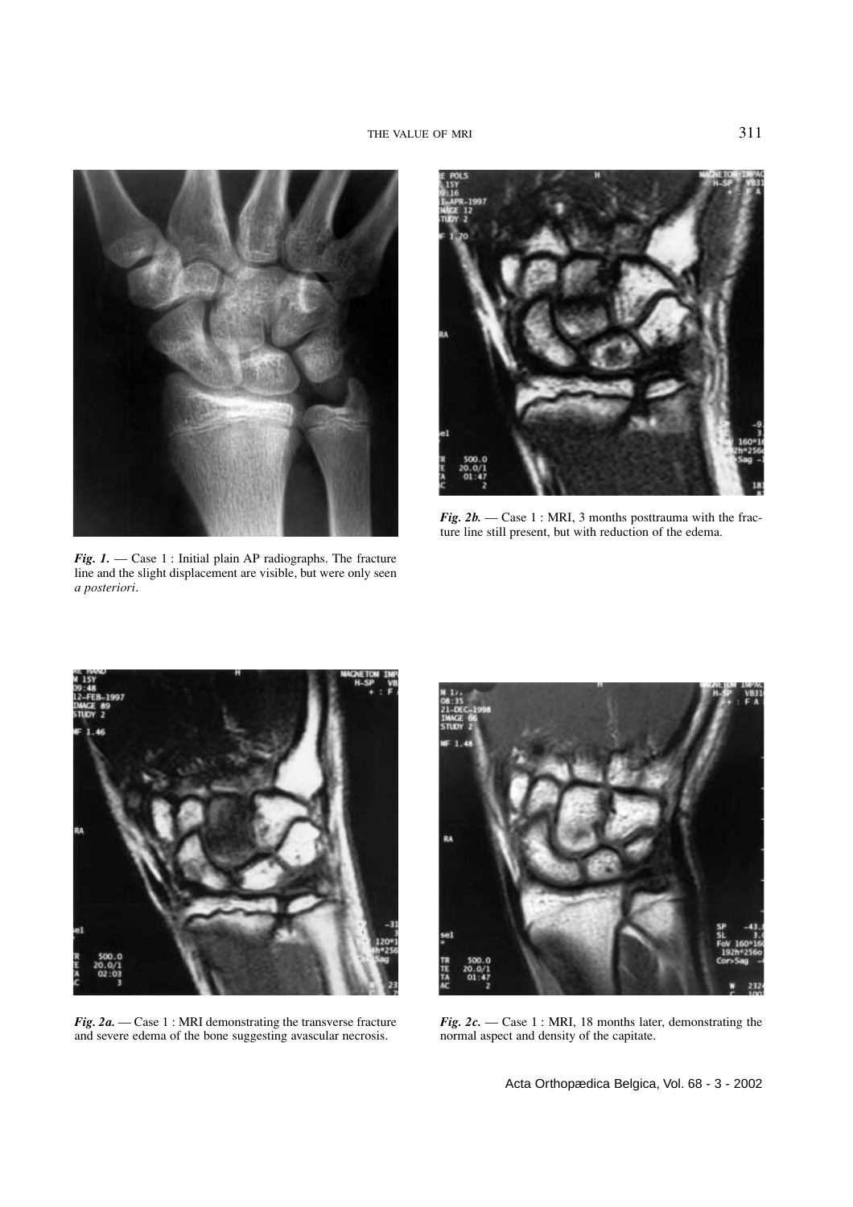*Fig. 1.* — Case 1 : Initial plain AP radiographs. The fracture line and the slight displacement are visible, but were only seen *a posteriori*.

*Fig. 2b.* — Case 1 : MRI, 3 months posttrauma with the fracture line still present, but with reduction of the edema.

*Fig. 2a.* — Case 1 : MRI demonstrating the transverse fracture and severe edema of the bone suggesting avascular necrosis.

*Fig. 2c.* — Case 1 : MRI, 18 months later, demonstrating the normal aspect and density of the capitate.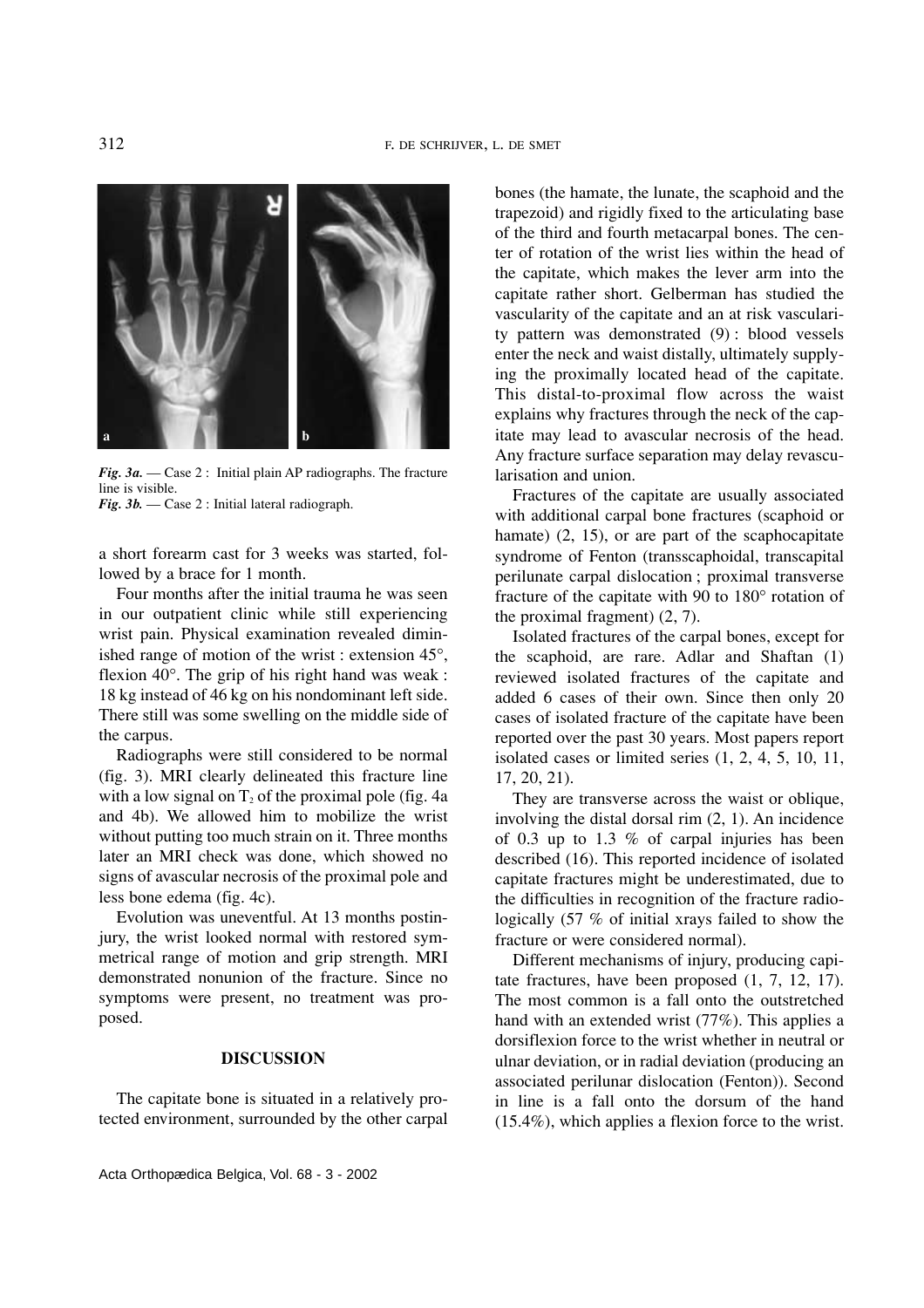*Fig. 3a.* — Case 2 : Initial plain AP radiographs. The fracture line is visible.
*Fig. 3b.* — Case 2 : Initial lateral radiograph.

a short forearm cast for 3 weeks was started, followed by a brace for 1 month.

Four months after the initial trauma he was seen in our outpatient clinic while still experiencing wrist pain. Physical examination revealed diminished range of motion of the wrist : extension 45°, flexion 40°. The grip of his right hand was weak : 18 kg instead of 46 kg on his nondominant left side. There still was some swelling on the middle side of the carpus.

Radiographs were still considered to be normal (fig. 3). MRI clearly delineated this fracture line with a low signal on $T_2$ of the proximal pole (fig. 4a and 4b). We allowed him to mobilize the wrist without putting too much strain on it. Three months later an MRI check was done, which showed no signs of avascular necrosis of the proximal pole and less bone edema (fig. 4c).

Evolution was uneventful. At 13 months postinjury, the wrist looked normal with restored symmetrical range of motion and grip strength. MRI demonstrated nonunion of the fracture. Since no symptoms were present, no treatment was proposed.

## DISCUSSION

The capitate bone is situated in a relatively protected environment, surrounded by the other carpal bones (the hamate, the lunate, the scaphoid and the trapezoid) and rigidly fixed to the articulating base of the third and fourth metacarpal bones. The center of rotation of the wrist lies within the head of the capitate, which makes the lever arm into the capitate rather short. Gelberman has studied the vascularity of the capitate and an at risk vascularity pattern was demonstrated (9) : blood vessels enter the neck and waist distally, ultimately supplying the proximally located head of the capitate. This distal-to-proximal flow across the waist explains why fractures through the neck of the capitate may lead to avascular necrosis of the head. Any fracture surface separation may delay revascularisation and union.

Fractures of the capitate are usually associated with additional carpal bone fractures (scaphoid or hamate) (2, 15), or are part of the scaphocapitate syndrome of Fenton (transscaphoidal, transcapital perilunate carpal dislocation ; proximal transverse fracture of the capitate with 90 to 180° rotation of the proximal fragment) (2, 7).

Isolated fractures of the carpal bones, except for the scaphoid, are rare. Adlar and Shaftan (1) reviewed isolated fractures of the capitate and added 6 cases of their own. Since then only 20 cases of isolated fracture of the capitate have been reported over the past 30 years. Most papers report isolated cases or limited series (1, 2, 4, 5, 10, 11, 17, 20, 21).

They are transverse across the waist or oblique, involving the distal dorsal rim (2, 1). An incidence of 0.3 up to 1.3 % of carpal injuries has been described (16). This reported incidence of isolated capitate fractures might be underestimated, due to the difficulties in recognition of the fracture radiologically (57 % of initial xrays failed to show the fracture or were considered normal).

Different mechanisms of injury, producing capitate fractures, have been proposed (1, 7, 12, 17). The most common is a fall onto the outstretched hand with an extended wrist (77%). This applies a dorsiflexion force to the wrist whether in neutral or ulnar deviation, or in radial deviation (producing an associated perilunar dislocation (Fenton)). Second in line is a fall onto the dorsum of the hand (15.4%), which applies a flexion force to the wrist.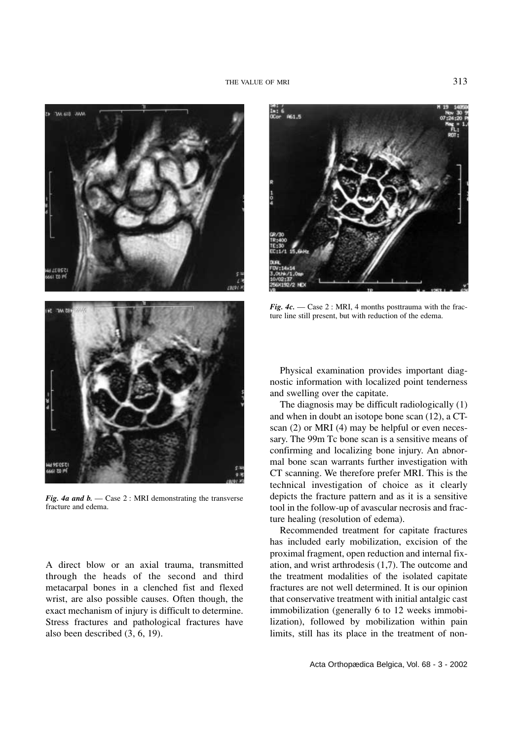*Fig. 4a and b.* — Case 2 : MRI demonstrating the transverse fracture and edema.

*Fig. 4c.* — Case 2 : MRI, 4 months posttrauma with the fracture line still present, but with reduction of the edema.

A direct blow or an axial trauma, transmitted through the heads of the second and third metacarpal bones in a clenched fist and flexed wrist, are also possible causes. Often though, the exact mechanism of injury is difficult to determine. Stress fractures and pathological fractures have also been described (3, 6, 19).

Physical examination provides important diagnostic information with localized point tenderness and swelling over the capitate.

The diagnosis may be difficult radiologically (1) and when in doubt an isotope bone scan (12), a CT-scan (2) or MRI (4) may be helpful or even necessary. The 99m Tc bone scan is a sensitive means of confirming and localizing bone injury. An abnormal bone scan warrants further investigation with CT scanning. We therefore prefer MRI. This is the technical investigation of choice as it clearly depicts the fracture pattern and as it is a sensitive tool in the follow-up of avascular necrosis and fracture healing (resolution of edema).

Recommended treatment for capitate fractures has included early mobilization, excision of the proximal fragment, open reduction and internal fixation, and wrist arthrodesis (1,7). The outcome and the treatment modalities of the isolated capitate fractures are not well determined. It is our opinion that conservative treatment with initial antalgic cast immobilization (generally 6 to 12 weeks immobilization), followed by mobilization within pain limits, still has its place in the treatment of non-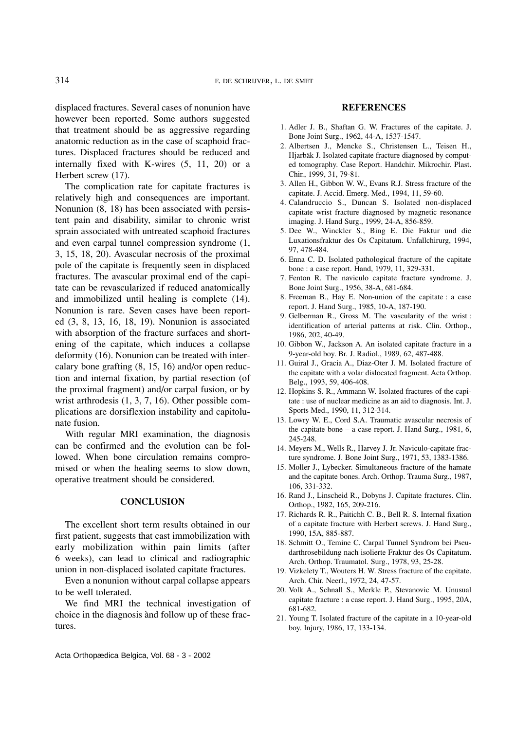displaced fractures. Several cases of nonunion have however been reported. Some authors suggested that treatment should be as aggressive regarding anatomic reduction as in the case of scaphoid fractures. Displaced fractures should be reduced and internally fixed with K-wires (5, 11, 20) or a Herbert screw (17).

The complication rate for capitate fractures is relatively high and consequences are important. Nonunion (8, 18) has been associated with persistent pain and disability, similar to chronic wrist sprain associated with untreated scaphoid fractures and even carpal tunnel compression syndrome (1, 3, 15, 18, 20). Avascular necrosis of the proximal pole of the capitate is frequently seen in displaced fractures. The avascular proximal end of the capitate can be revascularized if reduced anatomically and immobilized until healing is complete (14). Nonunion is rare. Seven cases have been reported (3, 8, 13, 16, 18, 19). Nonunion is associated with absorption of the fracture surfaces and shortening of the capitate, which induces a collapse deformity (16). Nonunion can be treated with intercalary bone grafting (8, 15, 16) and/or open reduction and internal fixation, by partial resection (of the proximal fragment) and/or carpal fusion, or by wrist arthrodesis (1, 3, 7, 16). Other possible complications are dorsiflexion instability and capitolunate fusion.

With regular MRI examination, the diagnosis can be confirmed and the evolution can be followed. When bone circulation remains compromised or when the healing seems to slow down, operative treatment should be considered.

## CONCLUSION

The excellent short term results obtained in our first patient, suggests that cast immobilization with early mobilization within pain limits (after 6 weeks), can lead to clinical and radiographic union in non-displaced isolated capitate fractures.

Even a nonunion without carpal collapse appears to be well tolerated.

We find MRI the technical investigation of choice in the diagnosis ànd follow up of these fractures.

## REFERENCES

1. Adler J. B., Shaftan G. W. Fractures of the capitate. J. Bone Joint Surg., 1962, 44-A, 1537-1547.
2. Albertsen J., Mencke S., Christensen L., Teisen H., Hjarbäk J. Isolated capitate fracture diagnosed by computed tomography. Case Report. Handchir. Mikrochir. Plast. Chir., 1999, 31, 79-81.
3. Allen H., Gibbon W. W., Evans R.J. Stress fracture of the capitate. J. Accid. Emerg. Med., 1994, 11, 59-60.
4. Calandruccio S., Duncan S. Isolated non-displaced capitate wrist fracture diagnosed by magnetic resonance imaging. J. Hand Surg., 1999, 24-A, 856-859.
5. Dee W., Winckler S., Bing E. Die Faktur und die Luxationsfraktur des Os Capitatum. Unfallchirurg, 1994, 97, 478-484.
6. Enna C. D. Isolated pathological fracture of the capitate bone : a case report. Hand, 1979, 11, 329-331.
7. Fenton R. The naviculo capitate fracture syndrome. J. Bone Joint Surg., 1956, 38-A, 681-684.
8. Freeman B., Hay E. Non-union of the capitate : a case report. J. Hand Surg., 1985, 10-A, 187-190.
9. Gelberman R., Gross M. The vascularity of the wrist : identification of arterial patterns at risk. Clin. Orthop., 1986, 202, 40-49.
10. Gibbon W., Jackson A. An isolated capitate fracture in a 9-year-old boy. Br. J. Radiol., 1989, 62, 487-488.
11. Guiral J., Gracia A., Diaz-Oter J. M. Isolated fracture of the capitate with a volar dislocated fragment. Acta Orthop. Belg., 1993, 59, 406-408.
12. Hopkins S. R., Ammann W. Isolated fractures of the capitate : use of nuclear medicine as an aid to diagnosis. Int. J. Sports Med., 1990, 11, 312-314.
13. Lowry W. E., Cord S.A. Traumatic avascular necrosis of the capitate bone – a case report. J. Hand Surg., 1981, 6, 245-248.
14. Meyers M., Wells R., Harvey J. Jr. Naviculo-capitate fracture syndrome. J. Bone Joint Surg., 1971, 53, 1383-1386.
15. Moller J., Lybecker. Simultaneous fracture of the hamate and the capitate bones. Arch. Orthop. Trauma Surg., 1987, 106, 331-332.
16. Rand J., Linscheid R., Dobyns J. Capitate fractures. Clin. Orthop., 1982, 165, 209-216.
17. Richards R. R., Paitichh C. B., Bell R. S. Internal fixation of a capitate fracture with Herbert screws. J. Hand Surg., 1990, 15A, 885-887.
18. Schmitt O., Temine C. Carpal Tunnel Syndrom bei Pseudarthrosebildung nach isolierte Fraktur des Os Capitatum. Arch. Orthop. Traumatol. Surg., 1978, 93, 25-28.
19. Vizkelety T., Wouters H. W. Stress fracture of the capitate. Arch. Chir. Neerl., 1972, 24, 47-57.
20. Volk A., Schnall S., Merkle P., Stevanovic M. Unusual capitate fracture : a case report. J. Hand Surg., 1995, 20A, 681-682.
21. Young T. Isolated fracture of the capitate in a 10-year-old boy. Injury, 1986, 17, 133-134.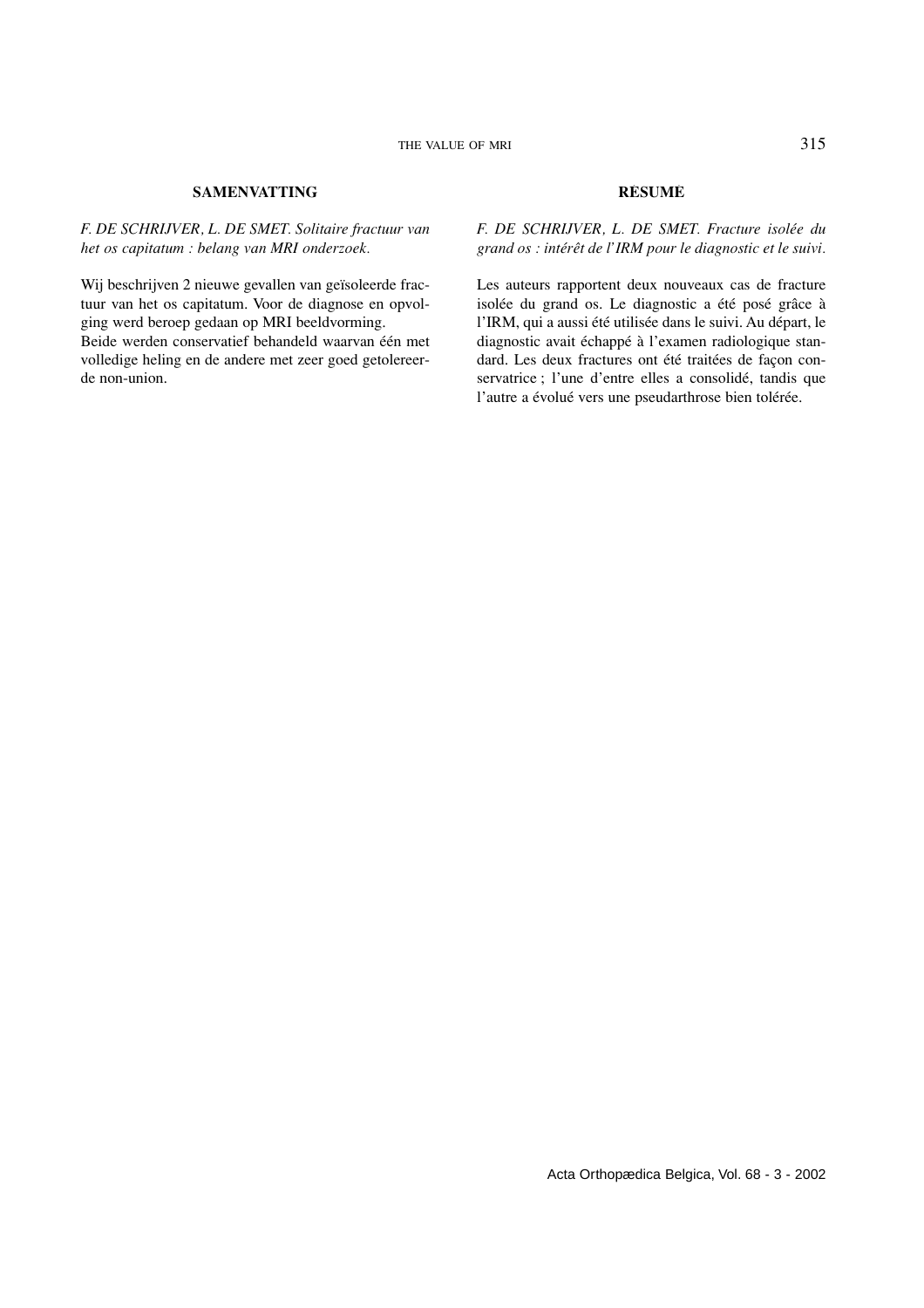## SAMENVATTING

*F. DE SCHRIJVER, L. DE SMET. Solitaire fractuur van het os capitatum : belang van MRI onderzoek.*

Wij beschrijven 2 nieuwe gevallen van geïsoleerde fractuur van het os capitatum. Voor de diagnose en opvolging werd beroep gedaan op MRI beeldvorming.
Beide werden conservatief behandeld waarvan één met volledige heling en de andere met zeer goed getolereerde non-union.

## RESUME

*F. DE SCHRIJVER, L. DE SMET. Fracture isolée du grand os : intérêt de l'IRM pour le diagnostic et le suivi.*

Les auteurs rapportent deux nouveaux cas de fracture isolée du grand os. Le diagnostic a été posé grâce à l'IRM, qui a aussi été utilisée dans le suivi. Au départ, le diagnostic avait échappé à l'examen radiologique standard. Les deux fractures ont été traitées de façon conservatrice ; l'une d'entre elles a consolidé, tandis que l'autre a évolué vers une pseudarthrose bien tolérée.